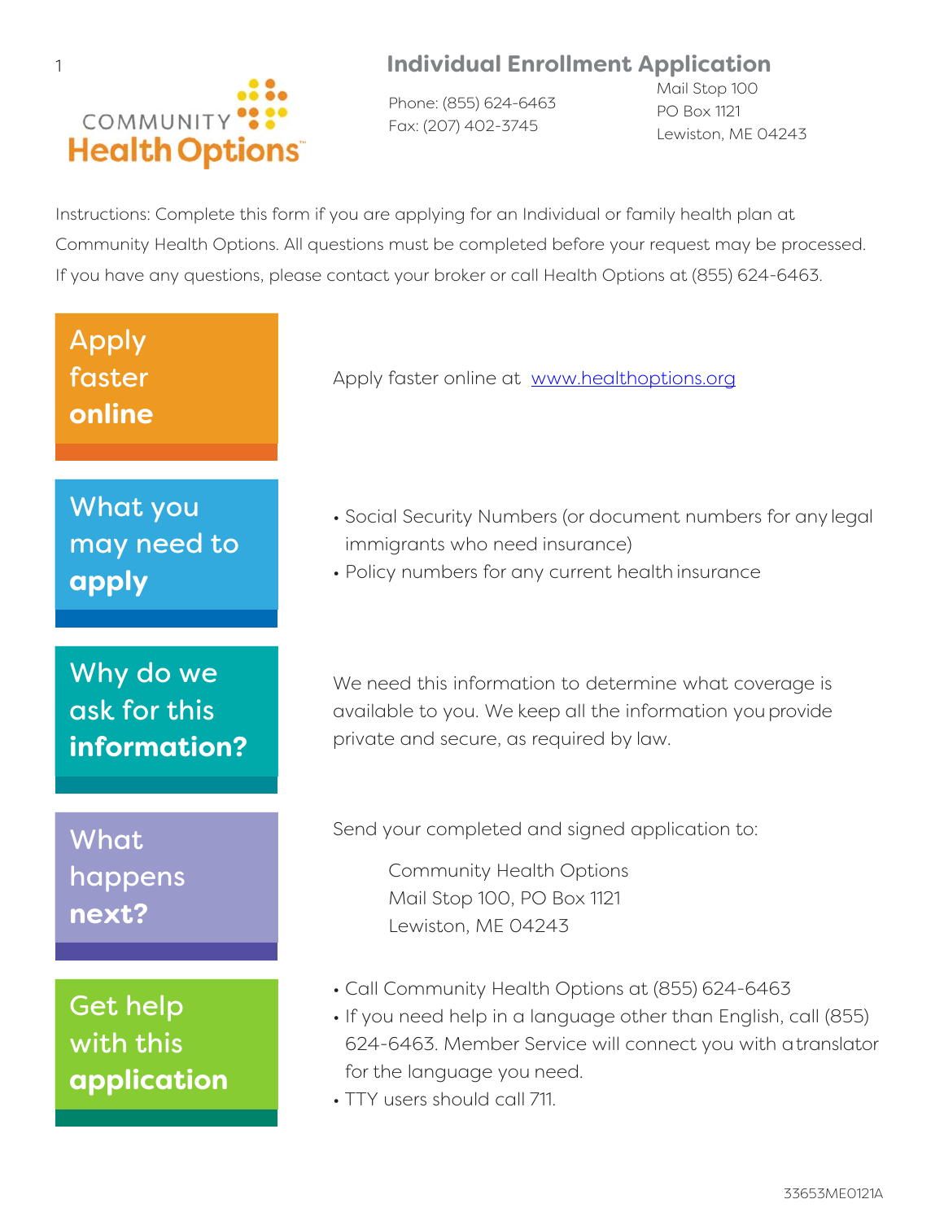COMMUNITY Health Options™

# Individual Enrollment Application

Phone: (855) 624-6463
Fax: (207) 402-3745

Mail Stop 100
PO Box 1121
Lewiston, ME 04243

Instructions: Complete this form if you are applying for an Individual or family health plan at Community Health Options. All questions must be completed before your request may be processed. If you have any questions, please contact your broker or call Health Options at (855) 624-6463.

## Apply faster **online**

Apply faster online at [www.healthoptions.org](http://www.healthoptions.org)

## What you may need to **apply**

- Social Security Numbers (or document numbers for any legal immigrants who need insurance)
- Policy numbers for any current health insurance

## Why do we ask for this **information?**

We need this information to determine what coverage is available to you. We keep all the information you provide private and secure, as required by law.

## What happens **next?**

Send your completed and signed application to:

Community Health Options
Mail Stop 100, PO Box 1121
Lewiston, ME 04243

## Get help with this **application**

- Call Community Health Options at (855) 624-6463
- If you need help in a language other than English, call (855) 624-6463. Member Service will connect you with a translator for the language you need.
- TTY users should call 711.

33653ME0121A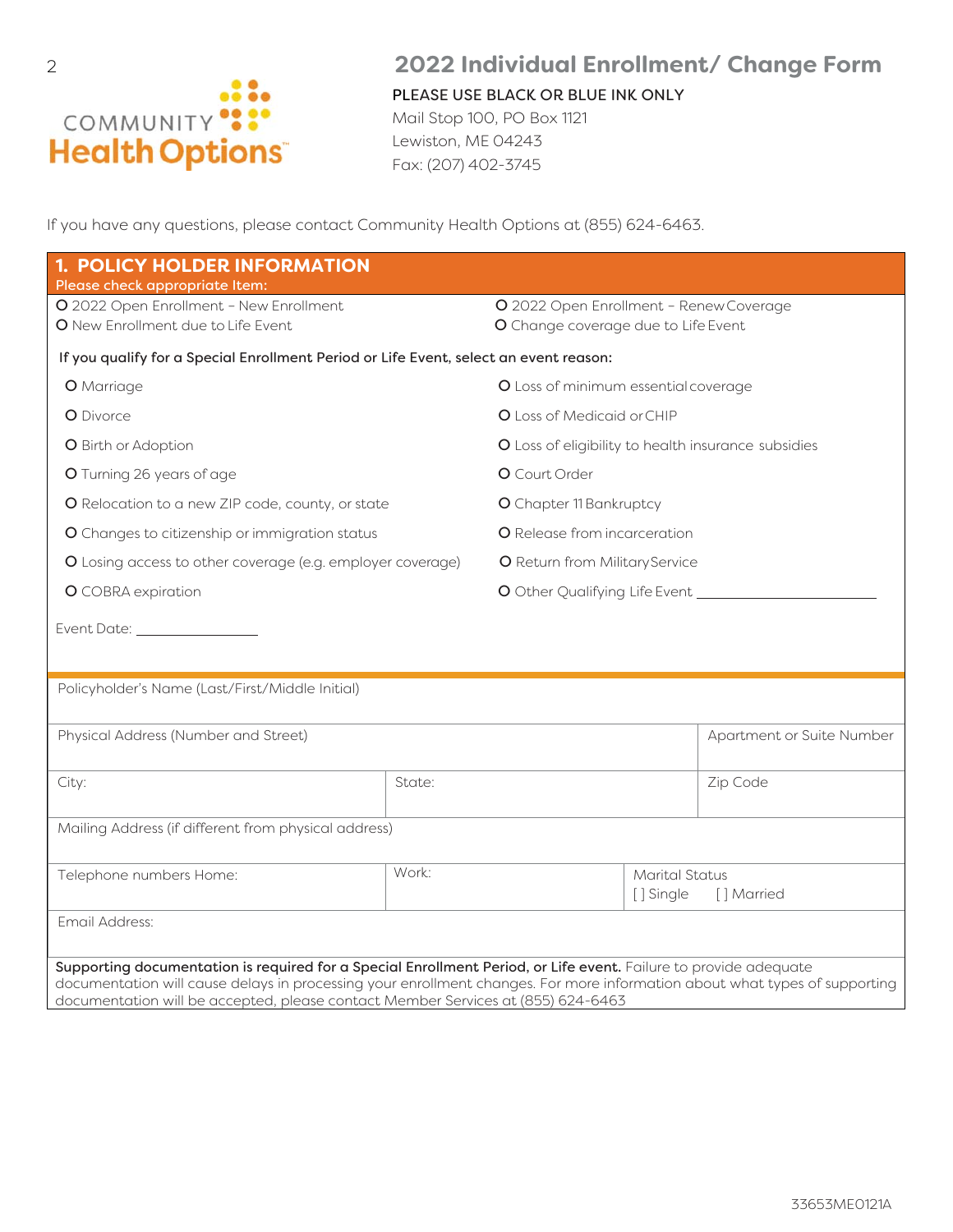# 2022 Individual Enrollment/ Change Form

COMMUNITY Health Options™

PLEASE USE BLACK OR BLUE INK ONLY

Mail Stop 100, PO Box 1121
Lewiston, ME 04243
Fax: (207) 402-3745

If you have any questions, please contact Community Health Options at (855) 624-6463.

## 1. POLICY HOLDER INFORMATION

Please check appropriate Item:

O 2022 Open Enrollment – New Enrollment
O 2022 Open Enrollment – Renew Coverage
O New Enrollment due to Life Event
O Change coverage due to Life Event

**If you qualify for a Special Enrollment Period or Life Event, select an event reason:**

O Marriage
O Divorce
O Birth or Adoption
O Turning 26 years of age
O Relocation to a new ZIP code, county, or state
O Changes to citizenship or immigration status
O Losing access to other coverage (e.g. employer coverage)
O COBRA expiration
O Loss of minimum essential coverage
O Loss of Medicaid or CHIP
O Loss of eligibility to health insurance subsidies
O Court Order
O Chapter 11 Bankruptcy
O Release from incarceration
O Return from Military Service
O Other Qualifying Life Event ____________________

Event Date: ______________

| Policyholder's Name (Last/First/Middle Initial) | | |
|---|---|---|
| Physical Address (Number and Street) | | Apartment or Suite Number |
| City: | State: | Zip Code |
| Mailing Address (if different from physical address) | | |
| Telephone numbers Home: | Work: | Marital Status [ ] Single [ ] Married |
| Email Address: | | |

**Supporting documentation is required for a Special Enrollment Period, or Life event.** Failure to provide adequate documentation will cause delays in processing your enrollment changes. For more information about what types of supporting documentation will be accepted, please contact Member Services at (855) 624-6463

33653ME0121A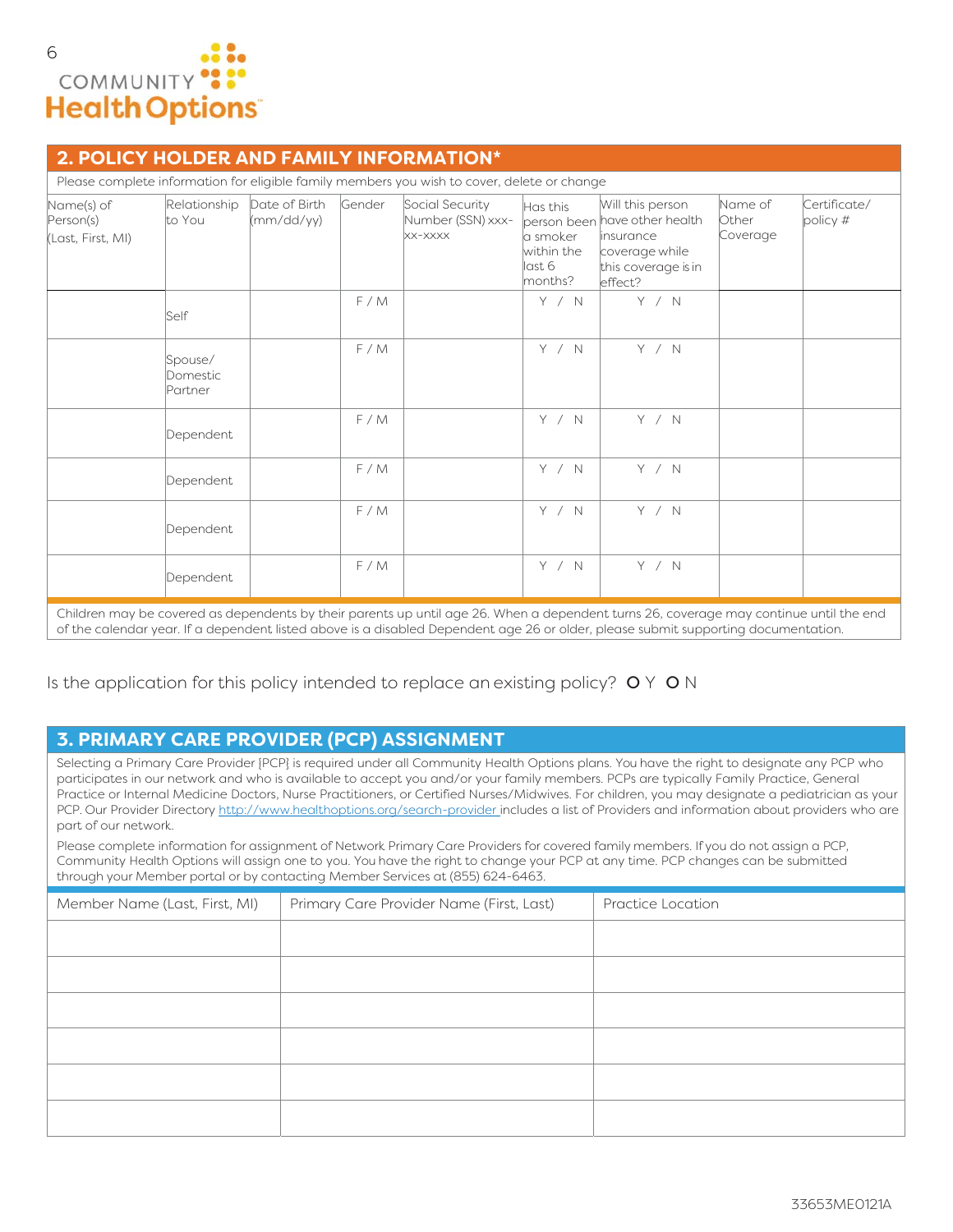## 2. POLICY HOLDER AND FAMILY INFORMATION*

Please complete information for eligible family members you wish to cover, delete or change

| Name(s) of Person(s) (Last, First, MI) | Relationship to You | Date of Birth (mm/dd/yy) | Gender | Social Security Number (SSN) xxx-xx-xxxx | Has this person been a smoker within the last 6 months? | Will this person have other health insurance coverage while this coverage is in effect? | Name of Other Coverage | Certificate/ policy # |
|---|---|---|---|---|---|---|---|---|
| | Self | | F / M | | Y / N | Y / N | | |
| | Spouse/ Domestic Partner | | F / M | | Y / N | Y / N | | |
| | Dependent | | F / M | | Y / N | Y / N | | |
| | Dependent | | F / M | | Y / N | Y / N | | |
| | Dependent | | F / M | | Y / N | Y / N | | |
| | Dependent | | F / M | | Y / N | Y / N | | |

Children may be covered as dependents by their parents up until age 26. When a dependent turns 26, coverage may continue until the end of the calendar year. If a dependent listed above is a disabled Dependent age 26 or older, please submit supporting documentation.

Is the application for this policy intended to replace an existing policy? O Y O N

## 3. PRIMARY CARE PROVIDER (PCP) ASSIGNMENT

Selecting a Primary Care Provider {PCP} is required under all Community Health Options plans. You have the right to designate any PCP who participates in our network and who is available to accept you and/or your family members. PCPs are typically Family Practice, General Practice or Internal Medicine Doctors, Nurse Practitioners, or Certified Nurses/Midwives. For children, you may designate a pediatrician as your PCP. Our Provider Directory http://www.healthoptions.org/search-provider includes a list of Providers and information about providers who are part of our network.

Please complete information for assignment of Network Primary Care Providers for covered family members. If you do not assign a PCP, Community Health Options will assign one to you. You have the right to change your PCP at any time. PCP changes can be submitted through your Member portal or by contacting Member Services at (855) 624-6463.

| Member Name (Last, First, MI) | Primary Care Provider Name (First, Last) | Practice Location |
|---|---|---|
| | | |
| | | |
| | | |
| | | |
| | | |
| | | |

33653ME0121A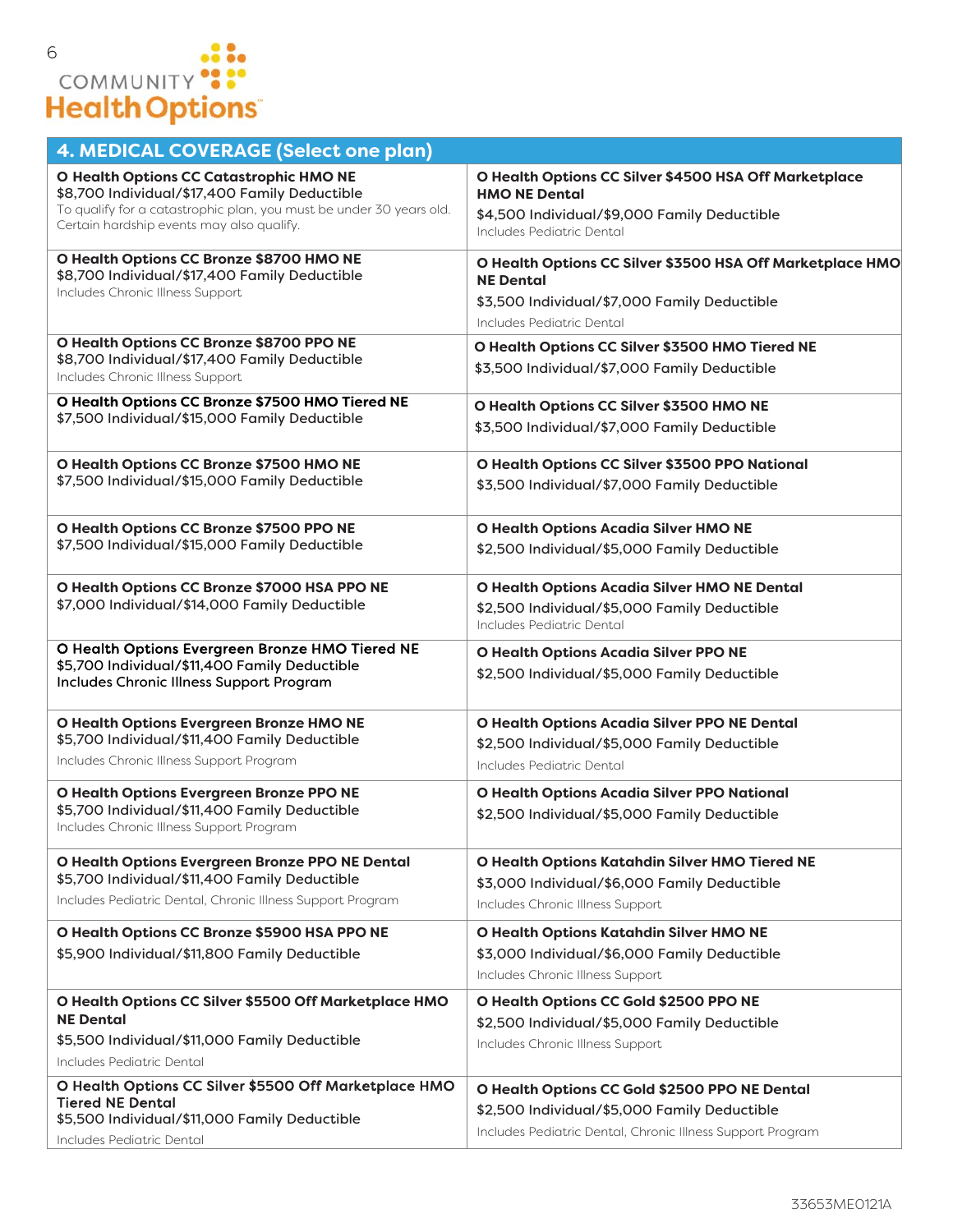## 4. MEDICAL COVERAGE (Select one plan)

| | |
|---|---|
| **O Health Options CC Catastrophic HMO NE**<br>$8,700 Individual/$17,400 Family Deductible<br>To qualify for a catastrophic plan, you must be under 30 years old. Certain hardship events may also qualify. | **O Health Options CC Silver $4500 HSA Off Marketplace HMO NE Dental**<br>$4,500 Individual/$9,000 Family Deductible<br>Includes Pediatric Dental |
| **O Health Options CC Bronze $8700 HMO NE**<br>$8,700 Individual/$17,400 Family Deductible<br>Includes Chronic Illness Support | **O Health Options CC Silver $3500 HSA Off Marketplace HMO NE Dental**<br>$3,500 Individual/$7,000 Family Deductible<br>Includes Pediatric Dental |
| **O Health Options CC Bronze $8700 PPO NE**<br>$8,700 Individual/$17,400 Family Deductible<br>Includes Chronic Illness Support | **O Health Options CC Silver $3500 HMO Tiered NE**<br>$3,500 Individual/$7,000 Family Deductible |
| **O Health Options CC Bronze $7500 HMO Tiered NE**<br>$7,500 Individual/$15,000 Family Deductible | **O Health Options CC Silver $3500 HMO NE**<br>$3,500 Individual/$7,000 Family Deductible |
| **O Health Options CC Bronze $7500 HMO NE**<br>$7,500 Individual/$15,000 Family Deductible | **O Health Options CC Silver $3500 PPO National**<br>$3,500 Individual/$7,000 Family Deductible |
| **O Health Options CC Bronze $7500 PPO NE**<br>$7,500 Individual/$15,000 Family Deductible | **O Health Options Acadia Silver HMO NE**<br>$2,500 Individual/$5,000 Family Deductible |
| **O Health Options CC Bronze $7000 HSA PPO NE**<br>$7,000 Individual/$14,000 Family Deductible | **O Health Options Acadia Silver HMO NE Dental**<br>$2,500 Individual/$5,000 Family Deductible<br>Includes Pediatric Dental |
| **O Health Options Evergreen Bronze HMO Tiered NE**<br>$5,700 Individual/$11,400 Family Deductible<br>Includes Chronic Illness Support Program | **O Health Options Acadia Silver PPO NE**<br>$2,500 Individual/$5,000 Family Deductible |
| **O Health Options Evergreen Bronze HMO NE**<br>$5,700 Individual/$11,400 Family Deductible<br>Includes Chronic Illness Support Program | **O Health Options Acadia Silver PPO NE Dental**<br>$2,500 Individual/$5,000 Family Deductible<br>Includes Pediatric Dental |
| **O Health Options Evergreen Bronze PPO NE**<br>$5,700 Individual/$11,400 Family Deductible<br>Includes Chronic Illness Support Program | **O Health Options Acadia Silver PPO National**<br>$2,500 Individual/$5,000 Family Deductible |
| **O Health Options Evergreen Bronze PPO NE Dental**<br>$5,700 Individual/$11,400 Family Deductible<br>Includes Pediatric Dental, Chronic Illness Support Program | **O Health Options Katahdin Silver HMO Tiered NE**<br>$3,000 Individual/$6,000 Family Deductible<br>Includes Chronic Illness Support |
| **O Health Options CC Bronze $5900 HSA PPO NE**<br>$5,900 Individual/$11,800 Family Deductible | **O Health Options Katahdin Silver HMO NE**<br>$3,000 Individual/$6,000 Family Deductible<br>Includes Chronic Illness Support |
| **O Health Options CC Silver $5500 Off Marketplace HMO NE Dental**<br>$5,500 Individual/$11,000 Family Deductible<br>Includes Pediatric Dental | **O Health Options CC Gold $2500 PPO NE**<br>$2,500 Individual/$5,000 Family Deductible<br>Includes Chronic Illness Support |
| **O Health Options CC Silver $5500 Off Marketplace HMO Tiered NE Dental**<br>$5,500 Individual/$11,000 Family Deductible<br>Includes Pediatric Dental | **O Health Options CC Gold $2500 PPO NE Dental**<br>$2,500 Individual/$5,000 Family Deductible<br>Includes Pediatric Dental, Chronic Illness Support Program |

33653ME0121A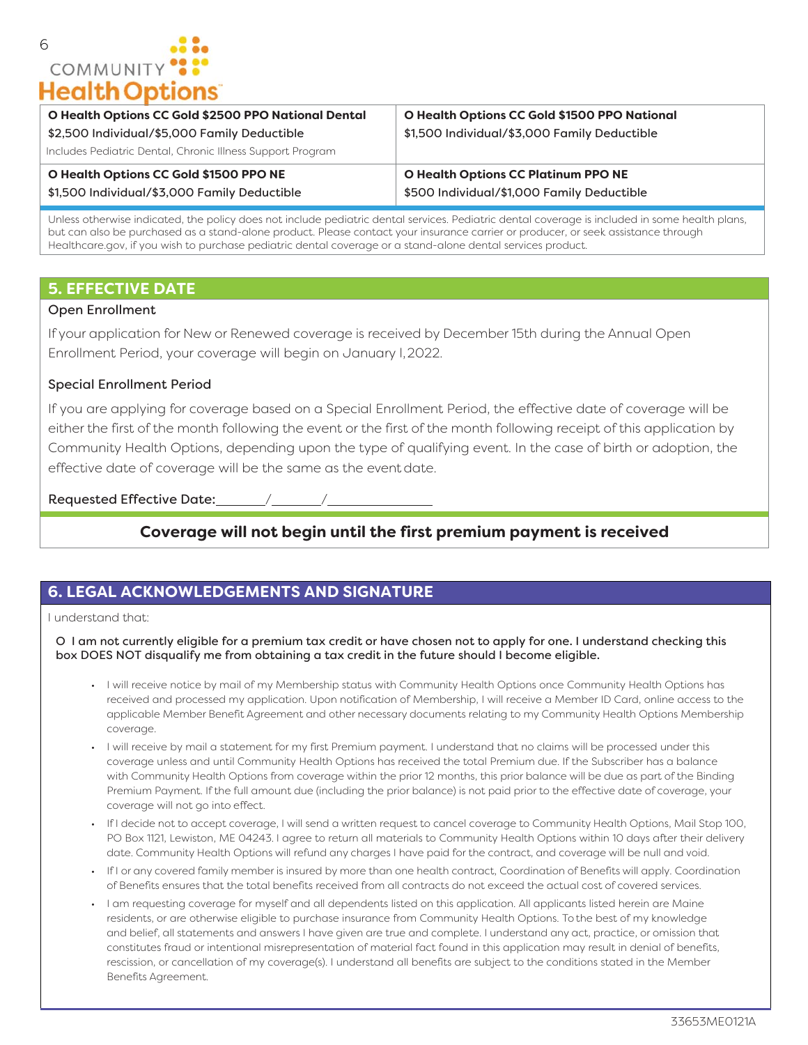| O Health Options CC Gold $2500 PPO National Dental | O Health Options CC Gold $1500 PPO National |
|---|---|
| $2,500 Individual/$5,000 Family Deductible<br>Includes Pediatric Dental, Chronic Illness Support Program | $1,500 Individual/$3,000 Family Deductible |
| **O Health Options CC Gold $1500 PPO NE** | **O Health Options CC Platinum PPO NE** |
| $1,500 Individual/$3,000 Family Deductible | $500 Individual/$1,000 Family Deductible |

Unless otherwise indicated, the policy does not include pediatric dental services. Pediatric dental coverage is included in some health plans, but can also be purchased as a stand-alone product. Please contact your insurance carrier or producer, or seek assistance through Healthcare.gov, if you wish to purchase pediatric dental coverage or a stand-alone dental services product.

## 5. EFFECTIVE DATE

### Open Enrollment

If your application for New or Renewed coverage is received by December 15th during the Annual Open Enrollment Period, your coverage will begin on January 1, 2022.

### Special Enrollment Period

If you are applying for coverage based on a Special Enrollment Period, the effective date of coverage will be either the first of the month following the event or the first of the month following receipt of this application by Community Health Options, depending upon the type of qualifying event. In the case of birth or adoption, the effective date of coverage will be the same as the event date.

Requested Effective Date:_______/_______/_______________

**Coverage will not begin until the first premium payment is received**

## 6. LEGAL ACKNOWLEDGEMENTS AND SIGNATURE

I understand that:

**O I am not currently eligible for a premium tax credit or have chosen not to apply for one. I understand checking this box DOES NOT disqualify me from obtaining a tax credit in the future should I become eligible.**

- I will receive notice by mail of my Membership status with Community Health Options once Community Health Options has received and processed my application. Upon notification of Membership, I will receive a Member ID Card, online access to the applicable Member Benefit Agreement and other necessary documents relating to my Community Health Options Membership coverage.
- I will receive by mail a statement for my first Premium payment. I understand that no claims will be processed under this coverage unless and until Community Health Options has received the total Premium due. If the Subscriber has a balance with Community Health Options from coverage within the prior 12 months, this prior balance will be due as part of the Binding Premium Payment. If the full amount due (including the prior balance) is not paid prior to the effective date of coverage, your coverage will not go into effect.
- If I decide not to accept coverage, I will send a written request to cancel coverage to Community Health Options, Mail Stop 100, PO Box 1121, Lewiston, ME 04243. I agree to return all materials to Community Health Options within 10 days after their delivery date. Community Health Options will refund any charges I have paid for the contract, and coverage will be null and void.
- If I or any covered family member is insured by more than one health contract, Coordination of Benefits will apply. Coordination of Benefits ensures that the total benefits received from all contracts do not exceed the actual cost of covered services.
- I am requesting coverage for myself and all dependents listed on this application. All applicants listed herein are Maine residents, or are otherwise eligible to purchase insurance from Community Health Options. To the best of my knowledge and belief, all statements and answers I have given are true and complete. I understand any act, practice, or omission that constitutes fraud or intentional misrepresentation of material fact found in this application may result in denial of benefits, rescission, or cancellation of my coverage(s). I understand all benefits are subject to the conditions stated in the Member Benefits Agreement.

33653ME0121A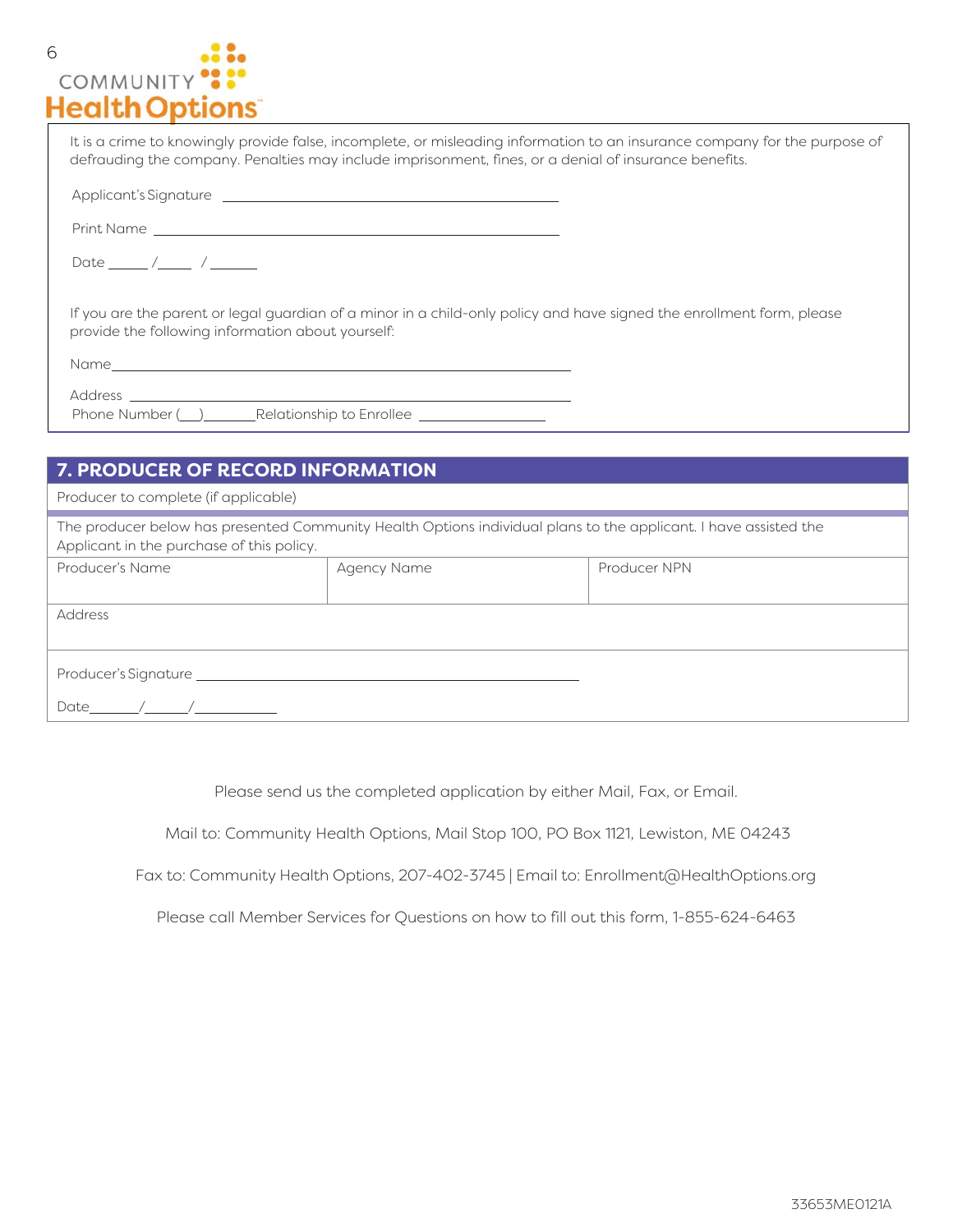It is a crime to knowingly provide false, incomplete, or misleading information to an insurance company for the purpose of defrauding the company. Penalties may include imprisonment, fines, or a denial of insurance benefits.

Applicant's Signature ______________________________

Print Name ______________________________

Date _____ / _____ / _____

If you are the parent or legal guardian of a minor in a child-only policy and have signed the enrollment form, please provide the following information about yourself:

Name ______________________________

Address ______________________________

Phone Number (___)_______ Relationship to Enrollee ______________

## 7. PRODUCER OF RECORD INFORMATION

Producer to complete (if applicable)

The producer below has presented Community Health Options individual plans to the applicant. I have assisted the Applicant in the purchase of this policy.

| Producer's Name | Agency Name | Producer NPN |
|---|---|---|
| | | |

Address

Producer's Signature ______________________________

Date_______/______/___________

Please send us the completed application by either Mail, Fax, or Email.

Mail to: Community Health Options, Mail Stop 100, PO Box 1121, Lewiston, ME 04243

Fax to: Community Health Options, 207-402-3745 | Email to: Enrollment@HealthOptions.org

Please call Member Services for Questions on how to fill out this form, 1-855-624-6463

33653ME0121A